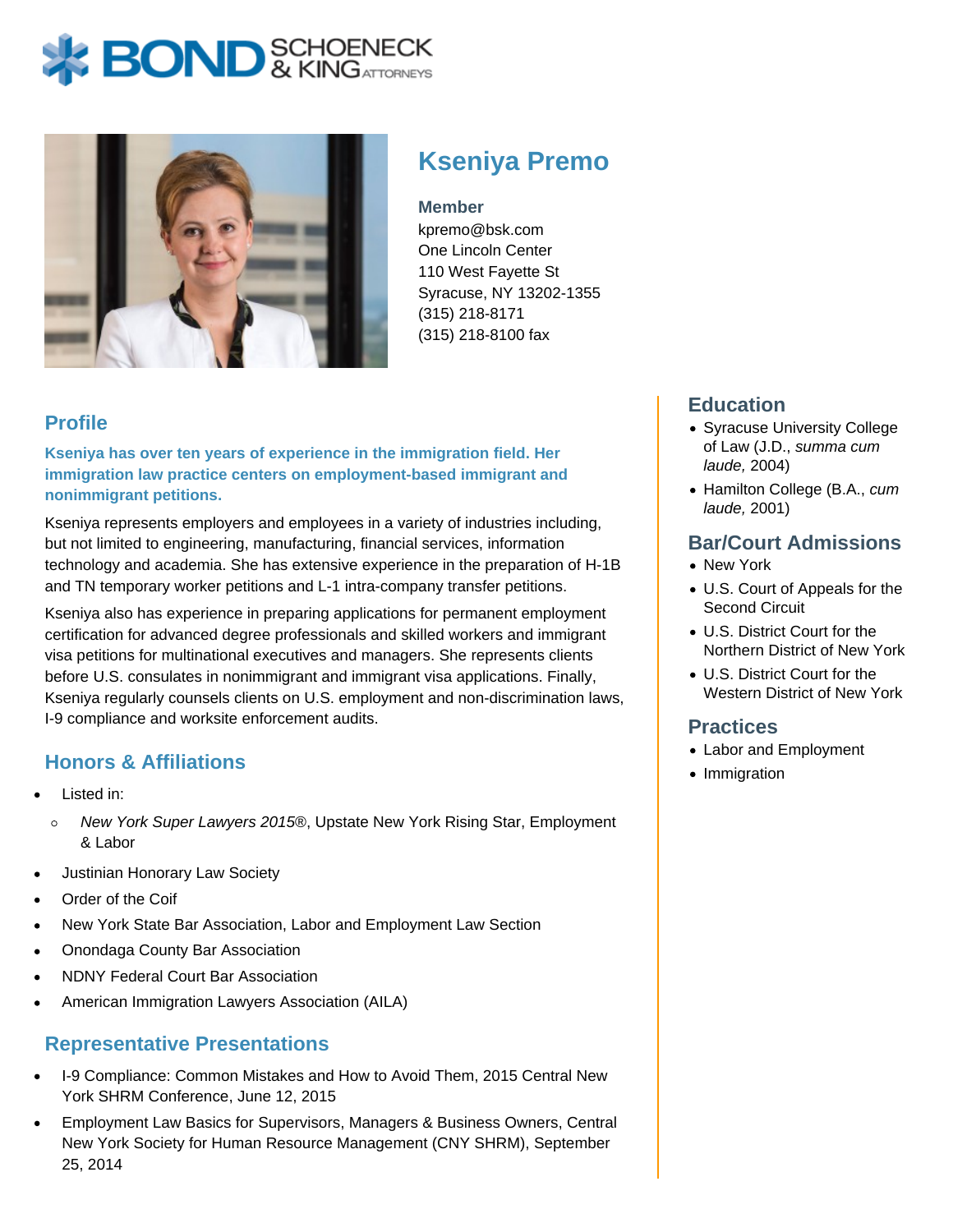# Kseniya Premo

**Member**
kpremo@bsk.com
One Lincoln Center
110 West Fayette St
Syracuse, NY 13202-1355
(315) 218-8171
(315) 218-8100 fax

## Profile

**Kseniya has over ten years of experience in the immigration field. Her immigration law practice centers on employment-based immigrant and nonimmigrant petitions.**

Kseniya represents employers and employees in a variety of industries including, but not limited to engineering, manufacturing, financial services, information technology and academia. She has extensive experience in the preparation of H-1B and TN temporary worker petitions and L-1 intra-company transfer petitions.

Kseniya also has experience in preparing applications for permanent employment certification for advanced degree professionals and skilled workers and immigrant visa petitions for multinational executives and managers. She represents clients before U.S. consulates in nonimmigrant and immigrant visa applications. Finally, Kseniya regularly counsels clients on U.S. employment and non-discrimination laws, I-9 compliance and worksite enforcement audits.

## Honors & Affiliations

- Listed in:
  - *New York Super Lawyers 2015*®, Upstate New York Rising Star, Employment & Labor
- Justinian Honorary Law Society
- Order of the Coif
- New York State Bar Association, Labor and Employment Law Section
- Onondaga County Bar Association
- NDNY Federal Court Bar Association
- American Immigration Lawyers Association (AILA)

## Representative Presentations

- I-9 Compliance: Common Mistakes and How to Avoid Them, 2015 Central New York SHRM Conference, June 12, 2015
- Employment Law Basics for Supervisors, Managers & Business Owners, Central New York Society for Human Resource Management (CNY SHRM), September 25, 2014

## Education

- Syracuse University College of Law (J.D., *summa cum laude,* 2004)
- Hamilton College (B.A., *cum laude,* 2001)

## Bar/Court Admissions

- New York
- U.S. Court of Appeals for the Second Circuit
- U.S. District Court for the Northern District of New York
- U.S. District Court for the Western District of New York

## Practices

- Labor and Employment
- Immigration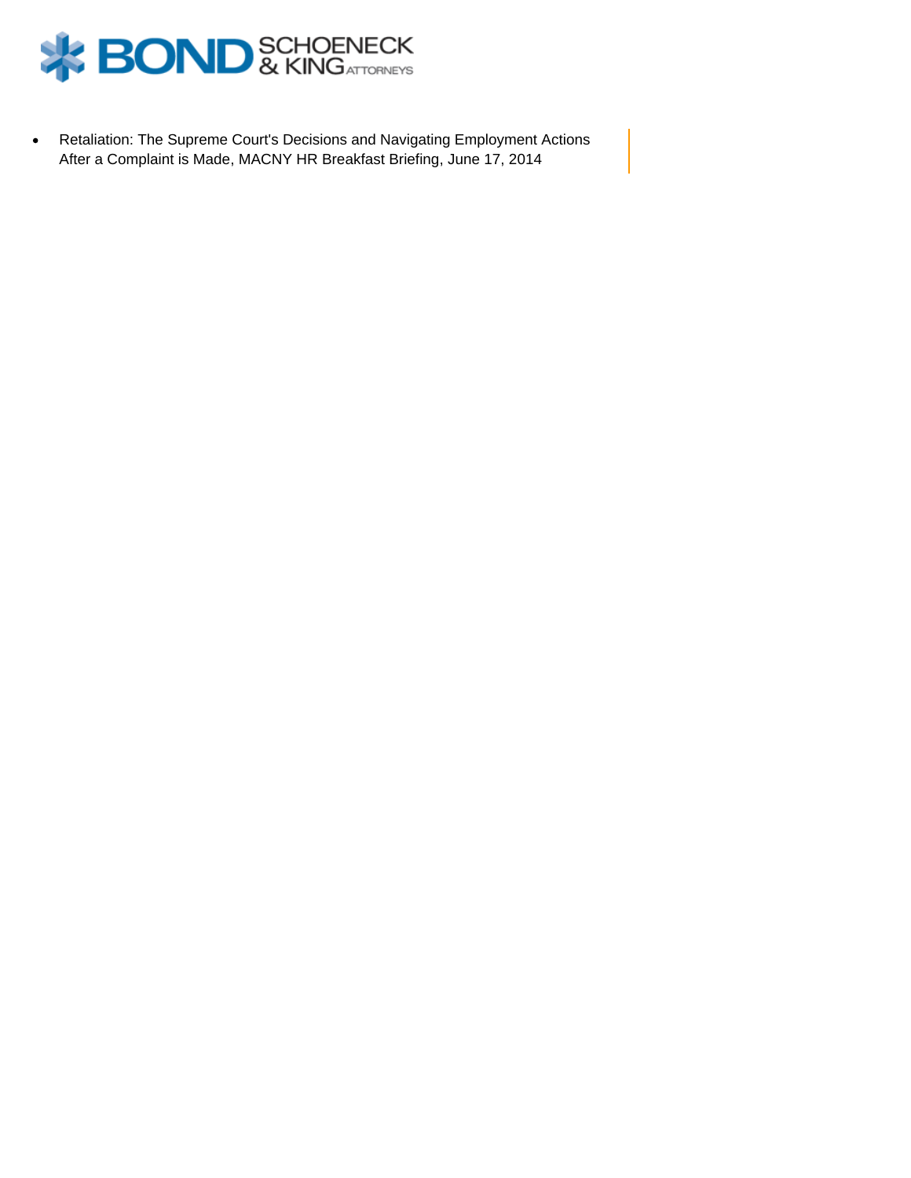- Retaliation: The Supreme Court's Decisions and Navigating Employment Actions After a Complaint is Made, MACNY HR Breakfast Briefing, June 17, 2014